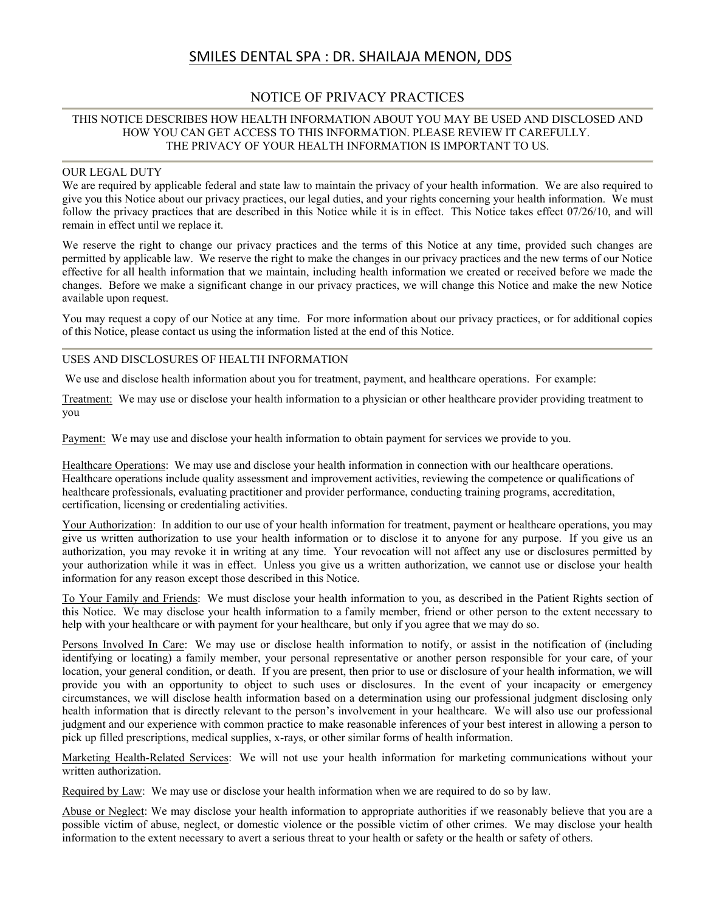# SMILES DENTAL SPA : DR. SHAILAJA MENON, DDS

## NOTICE OF PRIVACY PRACTICES

THIS NOTICE DESCRIBES HOW HEALTH INFORMATION ABOUT YOU MAY BE USED AND DISCLOSED AND HOW YOU CAN GET ACCESS TO THIS INFORMATION. PLEASE REVIEW IT CAREFULLY.
THE PRIVACY OF YOUR HEALTH INFORMATION IS IMPORTANT TO US.

### OUR LEGAL DUTY

We are required by applicable federal and state law to maintain the privacy of your health information. We are also required to give you this Notice about our privacy practices, our legal duties, and your rights concerning your health information. We must follow the privacy practices that are described in this Notice while it is in effect. This Notice takes effect 07/26/10, and will remain in effect until we replace it.

We reserve the right to change our privacy practices and the terms of this Notice at any time, provided such changes are permitted by applicable law. We reserve the right to make the changes in our privacy practices and the new terms of our Notice effective for all health information that we maintain, including health information we created or received before we made the changes. Before we make a significant change in our privacy practices, we will change this Notice and make the new Notice available upon request.

You may request a copy of our Notice at any time. For more information about our privacy practices, or for additional copies of this Notice, please contact us using the information listed at the end of this Notice.

### USES AND DISCLOSURES OF HEALTH INFORMATION

We use and disclose health information about you for treatment, payment, and healthcare operations. For example:

Treatment: We may use or disclose your health information to a physician or other healthcare provider providing treatment to you

Payment: We may use and disclose your health information to obtain payment for services we provide to you.

Healthcare Operations: We may use and disclose your health information in connection with our healthcare operations. Healthcare operations include quality assessment and improvement activities, reviewing the competence or qualifications of healthcare professionals, evaluating practitioner and provider performance, conducting training programs, accreditation, certification, licensing or credentialing activities.

Your Authorization: In addition to our use of your health information for treatment, payment or healthcare operations, you may give us written authorization to use your health information or to disclose it to anyone for any purpose. If you give us an authorization, you may revoke it in writing at any time. Your revocation will not affect any use or disclosures permitted by your authorization while it was in effect. Unless you give us a written authorization, we cannot use or disclose your health information for any reason except those described in this Notice.

To Your Family and Friends: We must disclose your health information to you, as described in the Patient Rights section of this Notice. We may disclose your health information to a family member, friend or other person to the extent necessary to help with your healthcare or with payment for your healthcare, but only if you agree that we may do so.

Persons Involved In Care: We may use or disclose health information to notify, or assist in the notification of (including identifying or locating) a family member, your personal representative or another person responsible for your care, of your location, your general condition, or death. If you are present, then prior to use or disclosure of your health information, we will provide you with an opportunity to object to such uses or disclosures. In the event of your incapacity or emergency circumstances, we will disclose health information based on a determination using our professional judgment disclosing only health information that is directly relevant to the person's involvement in your healthcare. We will also use our professional judgment and our experience with common practice to make reasonable inferences of your best interest in allowing a person to pick up filled prescriptions, medical supplies, x-rays, or other similar forms of health information.

Marketing Health-Related Services: We will not use your health information for marketing communications without your written authorization.

Required by Law: We may use or disclose your health information when we are required to do so by law.

Abuse or Neglect: We may disclose your health information to appropriate authorities if we reasonably believe that you are a possible victim of abuse, neglect, or domestic violence or the possible victim of other crimes. We may disclose your health information to the extent necessary to avert a serious threat to your health or safety or the health or safety of others.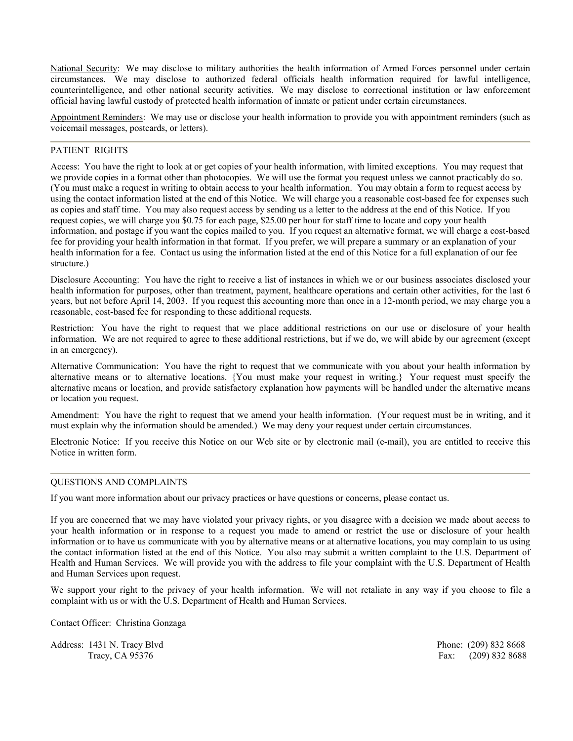<u>National Security</u>: We may disclose to military authorities the health information of Armed Forces personnel under certain circumstances. We may disclose to authorized federal officials health information required for lawful intelligence, counterintelligence, and other national security activities. We may disclose to correctional institution or law enforcement official having lawful custody of protected health information of inmate or patient under certain circumstances.

<u>Appointment Reminders</u>: We may use or disclose your health information to provide you with appointment reminders (such as voicemail messages, postcards, or letters).

---

## PATIENT RIGHTS

Access: You have the right to look at or get copies of your health information, with limited exceptions. You may request that we provide copies in a format other than photocopies. We will use the format you request unless we cannot practicably do so. (You must make a request in writing to obtain access to your health information. You may obtain a form to request access by using the contact information listed at the end of this Notice. We will charge you a reasonable cost-based fee for expenses such as copies and staff time. You may also request access by sending us a letter to the address at the end of this Notice. If you request copies, we will charge you $0.75 for each page, $25.00 per hour for staff time to locate and copy your health information, and postage if you want the copies mailed to you. If you request an alternative format, we will charge a cost-based fee for providing your health information in that format. If you prefer, we will prepare a summary or an explanation of your health information for a fee. Contact us using the information listed at the end of this Notice for a full explanation of our fee structure.)

Disclosure Accounting: You have the right to receive a list of instances in which we or our business associates disclosed your health information for purposes, other than treatment, payment, healthcare operations and certain other activities, for the last 6 years, but not before April 14, 2003. If you request this accounting more than once in a 12-month period, we may charge you a reasonable, cost-based fee for responding to these additional requests.

Restriction: You have the right to request that we place additional restrictions on our use or disclosure of your health information. We are not required to agree to these additional restrictions, but if we do, we will abide by our agreement (except in an emergency).

Alternative Communication: You have the right to request that we communicate with you about your health information by alternative means or to alternative locations. {You must make your request in writing.} Your request must specify the alternative means or location, and provide satisfactory explanation how payments will be handled under the alternative means or location you request.

Amendment: You have the right to request that we amend your health information. (Your request must be in writing, and it must explain why the information should be amended.) We may deny your request under certain circumstances.

Electronic Notice: If you receive this Notice on our Web site or by electronic mail (e-mail), you are entitled to receive this Notice in written form.

---

## QUESTIONS AND COMPLAINTS

If you want more information about our privacy practices or have questions or concerns, please contact us.

If you are concerned that we may have violated your privacy rights, or you disagree with a decision we made about access to your health information or in response to a request you made to amend or restrict the use or disclosure of your health information or to have us communicate with you by alternative means or at alternative locations, you may complain to us using the contact information listed at the end of this Notice. You also may submit a written complaint to the U.S. Department of Health and Human Services. We will provide you with the address to file your complaint with the U.S. Department of Health and Human Services upon request.

We support your right to the privacy of your health information. We will not retaliate in any way if you choose to file a complaint with us or with the U.S. Department of Health and Human Services.

Contact Officer: Christina Gonzaga

Address: 1431 N. Tracy Blvd
Tracy, CA 95376

Phone: (209) 832 8668
Fax: (209) 832 8688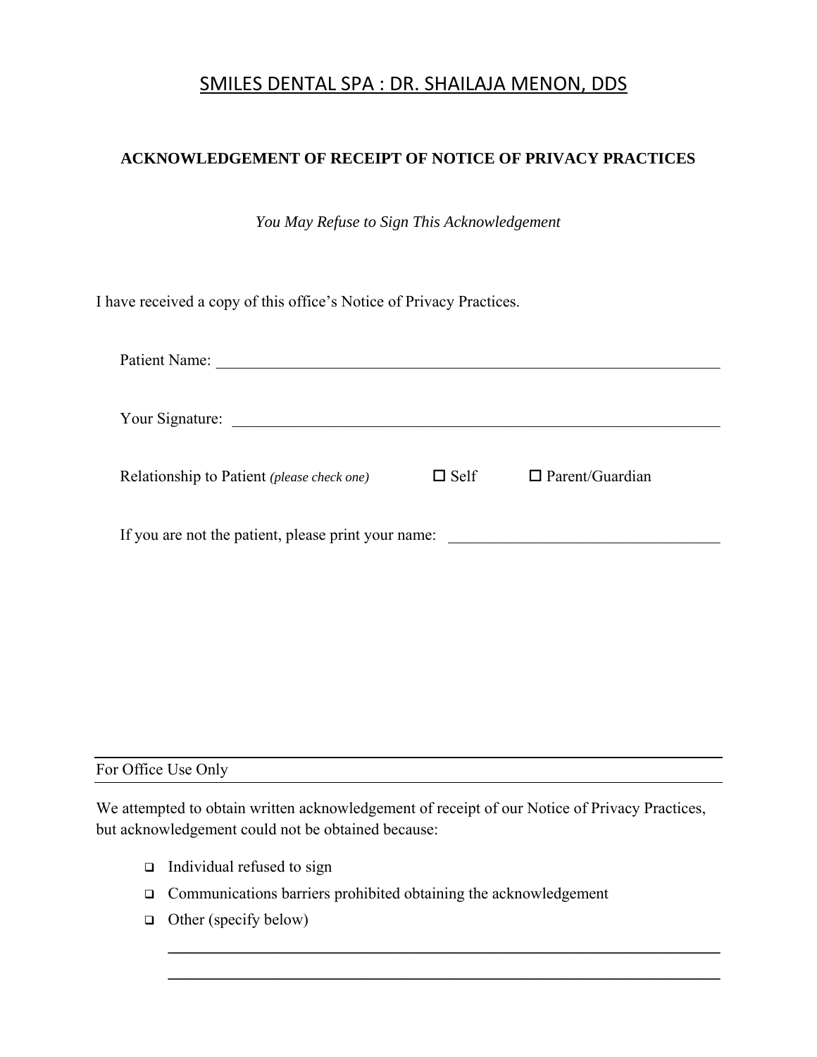# SMILES DENTAL SPA : DR. SHAILAJA MENON, DDS

## ACKNOWLEDGEMENT OF RECEIPT OF NOTICE OF PRIVACY PRACTICES

*You May Refuse to Sign This Acknowledgement*

I have received a copy of this office's Notice of Privacy Practices.

Patient Name: ______________________________________________________________

Your Signature: ____________________________________________________________

Relationship to Patient *(please check one)* ☐ Self ☐ Parent/Guardian

If you are not the patient, please print your name: ________________________________

---

For Office Use Only

---

We attempted to obtain written acknowledgement of receipt of our Notice of Privacy Practices, but acknowledgement could not be obtained because:

- ☐ Individual refused to sign
- ☐ Communications barriers prohibited obtaining the acknowledgement
- ☐ Other (specify below)

______________________________________________________________________

______________________________________________________________________